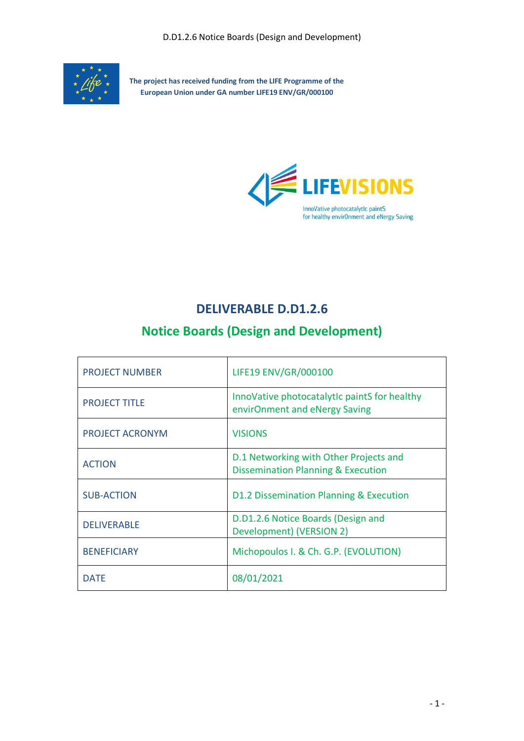The project has received funding from the LIFE Programme of the European Union under GA number LIFE19 ENV/GR/000100

LIFEVISIONS

InnoVative photocatalytIc paintS for healthy envirOnment and eNergy Saving

# DELIVERABLE D.D1.2.6

## Notice Boards (Design and Development)

| | |
|---|---|
| PROJECT NUMBER | LIFE19 ENV/GR/000100 |
| PROJECT TITLE | InnoVative photocatalytIc paintS for healthy envirOnment and eNergy Saving |
| PROJECT ACRONYM | VISIONS |
| ACTION | D.1 Networking with Other Projects and Dissemination Planning & Execution |
| SUB-ACTION | D1.2 Dissemination Planning & Execution |
| DELIVERABLE | D.D1.2.6 Notice Boards (Design and Development) (VERSION 2) |
| BENEFICIARY | Michopoulos I. & Ch. G.P. (EVOLUTION) |
| DATE | 08/01/2021 |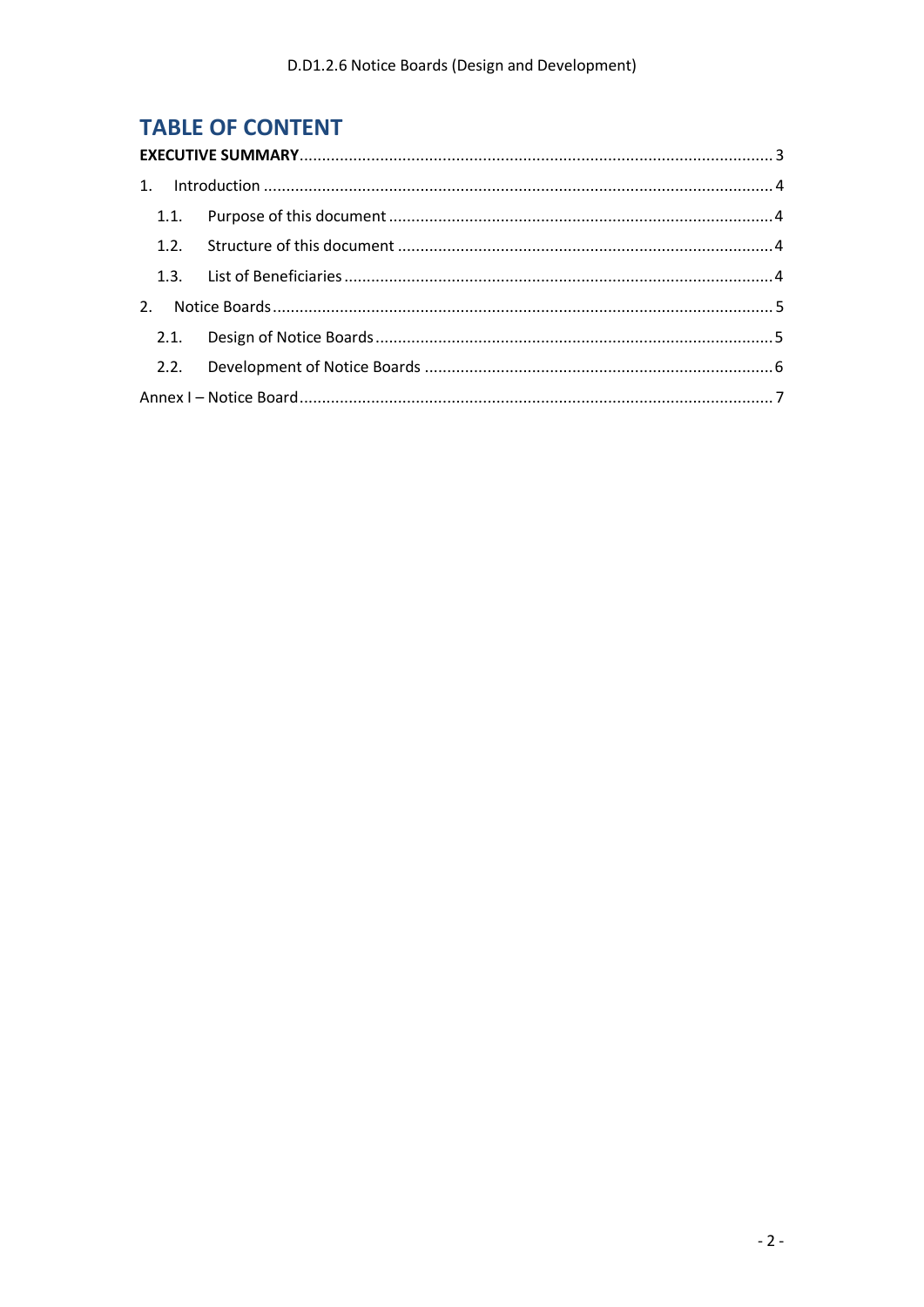# TABLE OF CONTENT

**EXECUTIVE SUMMARY** ........................................................................................................ 3

1. Introduction ................................................................................................................ 4
   - 1.1. Purpose of this document .................................................................................... 4
   - 1.2. Structure of this document ................................................................................... 4
   - 1.3. List of Beneficiaries ............................................................................................... 4
2. Notice Boards .............................................................................................................. 5
   - 2.1. Design of Notice Boards ........................................................................................ 5
   - 2.2. Development of Notice Boards ............................................................................ 6

Annex I – Notice Board ........................................................................................................ 7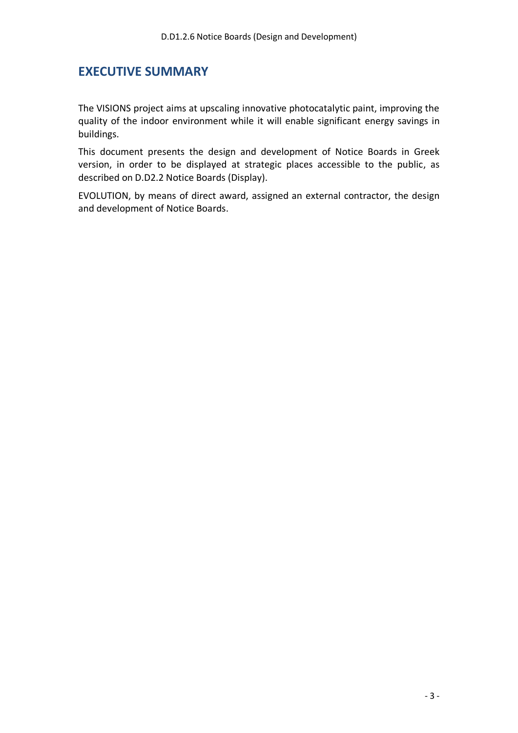# EXECUTIVE SUMMARY

The VISIONS project aims at upscaling innovative photocatalytic paint, improving the quality of the indoor environment while it will enable significant energy savings in buildings.

This document presents the design and development of Notice Boards in Greek version, in order to be displayed at strategic places accessible to the public, as described on D.D2.2 Notice Boards (Display).

EVOLUTION, by means of direct award, assigned an external contractor, the design and development of Notice Boards.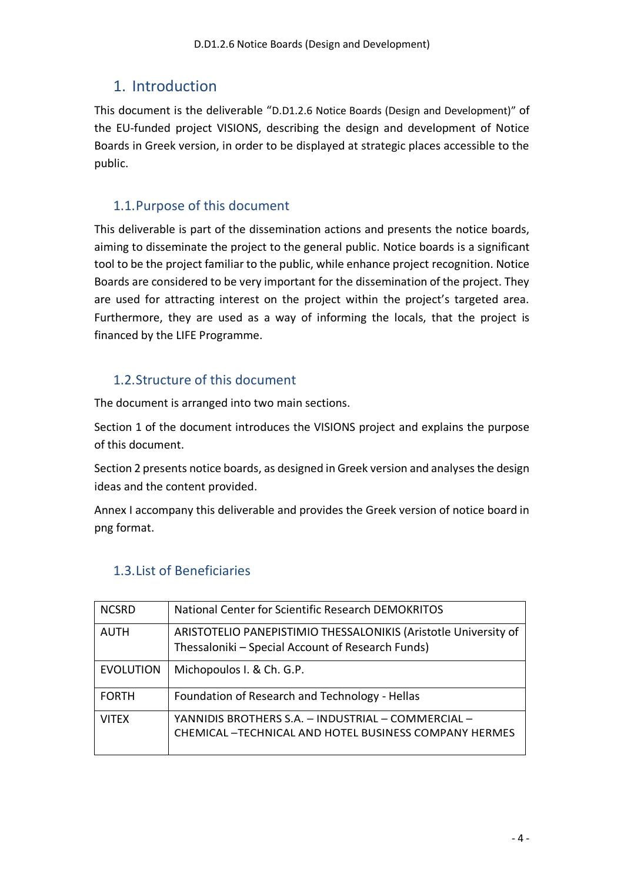# 1. Introduction

This document is the deliverable "D.D1.2.6 Notice Boards (Design and Development)" of the EU-funded project VISIONS, describing the design and development of Notice Boards in Greek version, in order to be displayed at strategic places accessible to the public.

## 1.1. Purpose of this document

This deliverable is part of the dissemination actions and presents the notice boards, aiming to disseminate the project to the general public. Notice boards is a significant tool to be the project familiar to the public, while enhance project recognition. Notice Boards are considered to be very important for the dissemination of the project. They are used for attracting interest on the project within the project's targeted area. Furthermore, they are used as a way of informing the locals, that the project is financed by the LIFE Programme.

## 1.2. Structure of this document

The document is arranged into two main sections.

Section 1 of the document introduces the VISIONS project and explains the purpose of this document.

Section 2 presents notice boards, as designed in Greek version and analyses the design ideas and the content provided.

Annex I accompany this deliverable and provides the Greek version of notice board in png format.

## 1.3. List of Beneficiaries

| | |
|---|---|
| NCSRD | National Center for Scientific Research DEMOKRITOS |
| AUTH | ARISTOTELIO PANEPISTIMIO THESSALONIKIS (Aristotle University of Thessaloniki – Special Account of Research Funds) |
| EVOLUTION | Michopoulos I. & Ch. G.P. |
| FORTH | Foundation of Research and Technology - Hellas |
| VITEX | YANNIDIS BROTHERS S.A. – INDUSTRIAL – COMMERCIAL – CHEMICAL –TECHNICAL AND HOTEL BUSINESS COMPANY HERMES |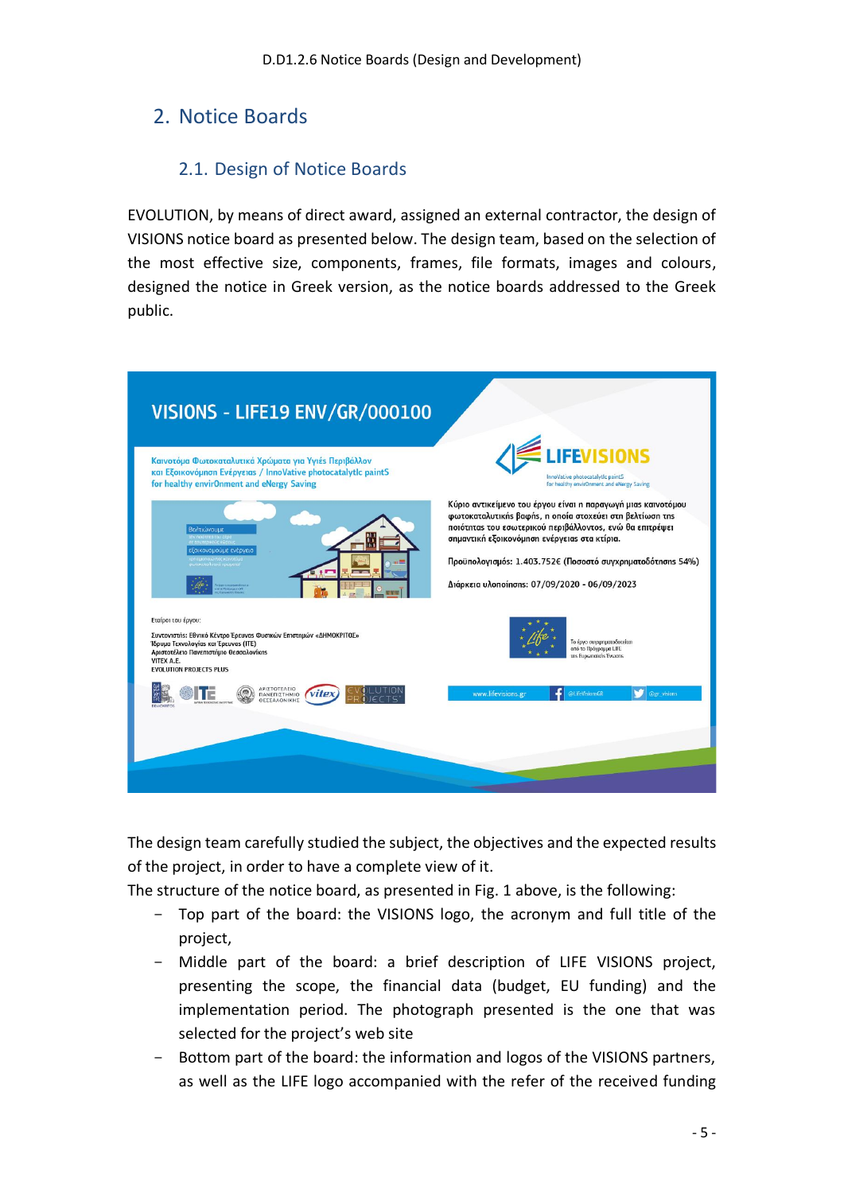## 2. Notice Boards

### 2.1. Design of Notice Boards

EVOLUTION, by means of direct award, assigned an external contractor, the design of VISIONS notice board as presented below. The design team, based on the selection of the most effective size, components, frames, file formats, images and colours, designed the notice in Greek version, as the notice boards addressed to the Greek public.

The design team carefully studied the subject, the objectives and the expected results of the project, in order to have a complete view of it.

The structure of the notice board, as presented in Fig. 1 above, is the following:

- Top part of the board: the VISIONS logo, the acronym and full title of the project,
- Middle part of the board: a brief description of LIFE VISIONS project, presenting the scope, the financial data (budget, EU funding) and the implementation period. The photograph presented is the one that was selected for the project's web site
- Bottom part of the board: the information and logos of the VISIONS partners, as well as the LIFE logo accompanied with the refer of the received funding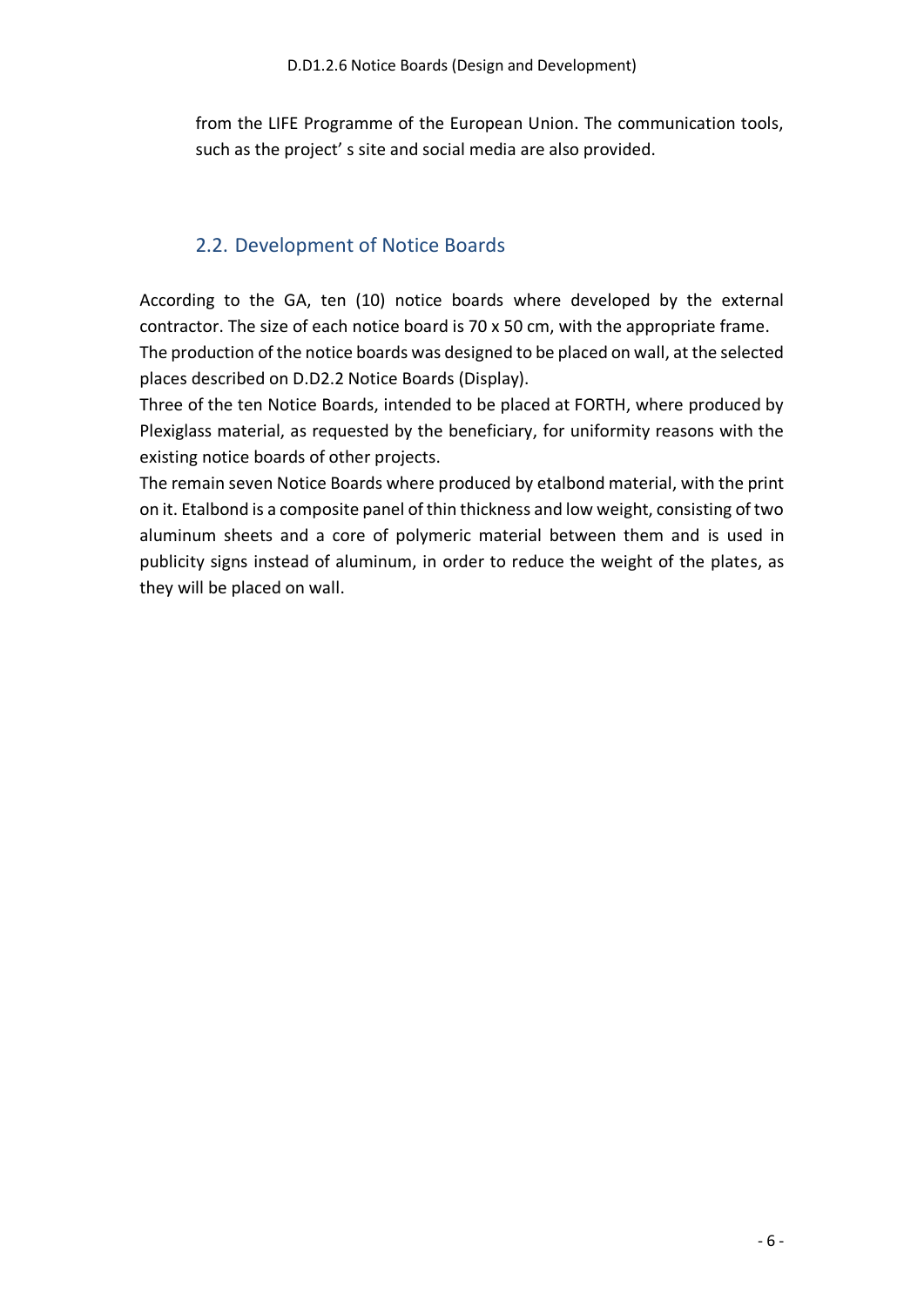from the LIFE Programme of the European Union. The communication tools, such as the project' s site and social media are also provided.

## 2.2. Development of Notice Boards

According to the GA, ten (10) notice boards where developed by the external contractor. The size of each notice board is 70 x 50 cm, with the appropriate frame.

The production of the notice boards was designed to be placed on wall, at the selected places described on D.D2.2 Notice Boards (Display).

Three of the ten Notice Boards, intended to be placed at FORTH, where produced by Plexiglass material, as requested by the beneficiary, for uniformity reasons with the existing notice boards of other projects.

The remain seven Notice Boards where produced by etalbond material, with the print on it. Etalbond is a composite panel of thin thickness and low weight, consisting of two aluminum sheets and a core of polymeric material between them and is used in publicity signs instead of aluminum, in order to reduce the weight of the plates, as they will be placed on wall.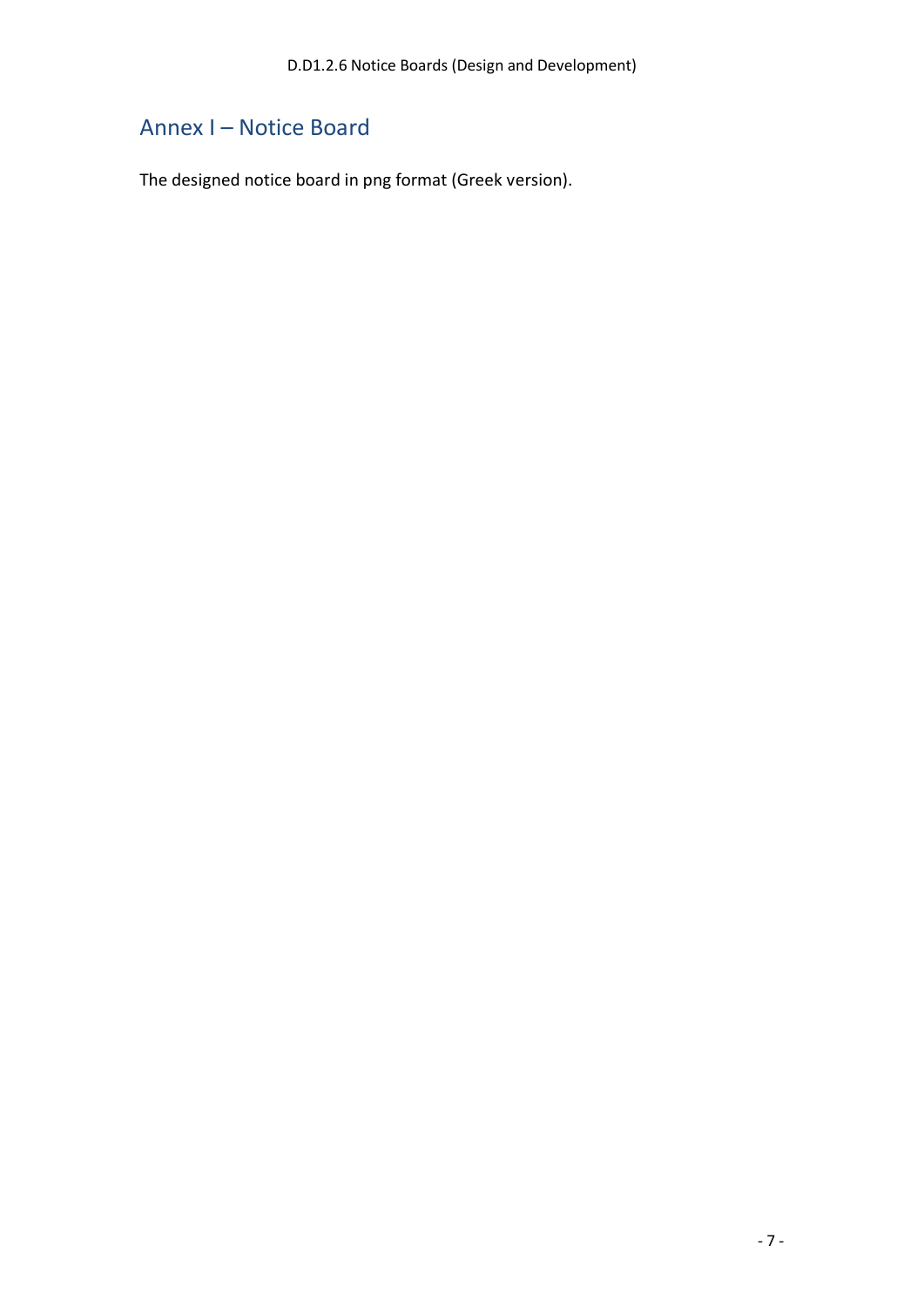# Annex I – Notice Board

The designed notice board in png format (Greek version).